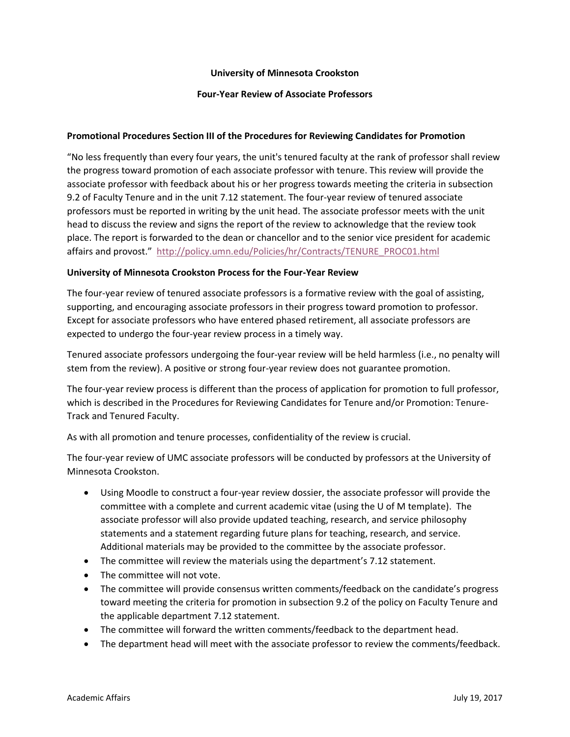**University of Minnesota Crookston**

**Four-Year Review of Associate Professors**

**Promotional Procedures Section III of the Procedures for Reviewing Candidates for Promotion**

"No less frequently than every four years, the unit's tenured faculty at the rank of professor shall review the progress toward promotion of each associate professor with tenure. This review will provide the associate professor with feedback about his or her progress towards meeting the criteria in subsection 9.2 of Faculty Tenure and in the unit 7.12 statement. The four-year review of tenured associate professors must be reported in writing by the unit head. The associate professor meets with the unit head to discuss the review and signs the report of the review to acknowledge that the review took place. The report is forwarded to the dean or chancellor and to the senior vice president for academic affairs and provost." http://policy.umn.edu/Policies/hr/Contracts/TENURE_PROC01.html

**University of Minnesota Crookston Process for the Four-Year Review**

The four-year review of tenured associate professors is a formative review with the goal of assisting, supporting, and encouraging associate professors in their progress toward promotion to professor. Except for associate professors who have entered phased retirement, all associate professors are expected to undergo the four-year review process in a timely way.

Tenured associate professors undergoing the four-year review will be held harmless (i.e., no penalty will stem from the review). A positive or strong four-year review does not guarantee promotion.

The four-year review process is different than the process of application for promotion to full professor, which is described in the Procedures for Reviewing Candidates for Tenure and/or Promotion: Tenure-Track and Tenured Faculty.

As with all promotion and tenure processes, confidentiality of the review is crucial.

The four-year review of UMC associate professors will be conducted by professors at the University of Minnesota Crookston.

- Using Moodle to construct a four-year review dossier, the associate professor will provide the committee with a complete and current academic vitae (using the U of M template). The associate professor will also provide updated teaching, research, and service philosophy statements and a statement regarding future plans for teaching, research, and service. Additional materials may be provided to the committee by the associate professor.
- The committee will review the materials using the department's 7.12 statement.
- The committee will not vote.
- The committee will provide consensus written comments/feedback on the candidate's progress toward meeting the criteria for promotion in subsection 9.2 of the policy on Faculty Tenure and the applicable department 7.12 statement.
- The committee will forward the written comments/feedback to the department head.
- The department head will meet with the associate professor to review the comments/feedback.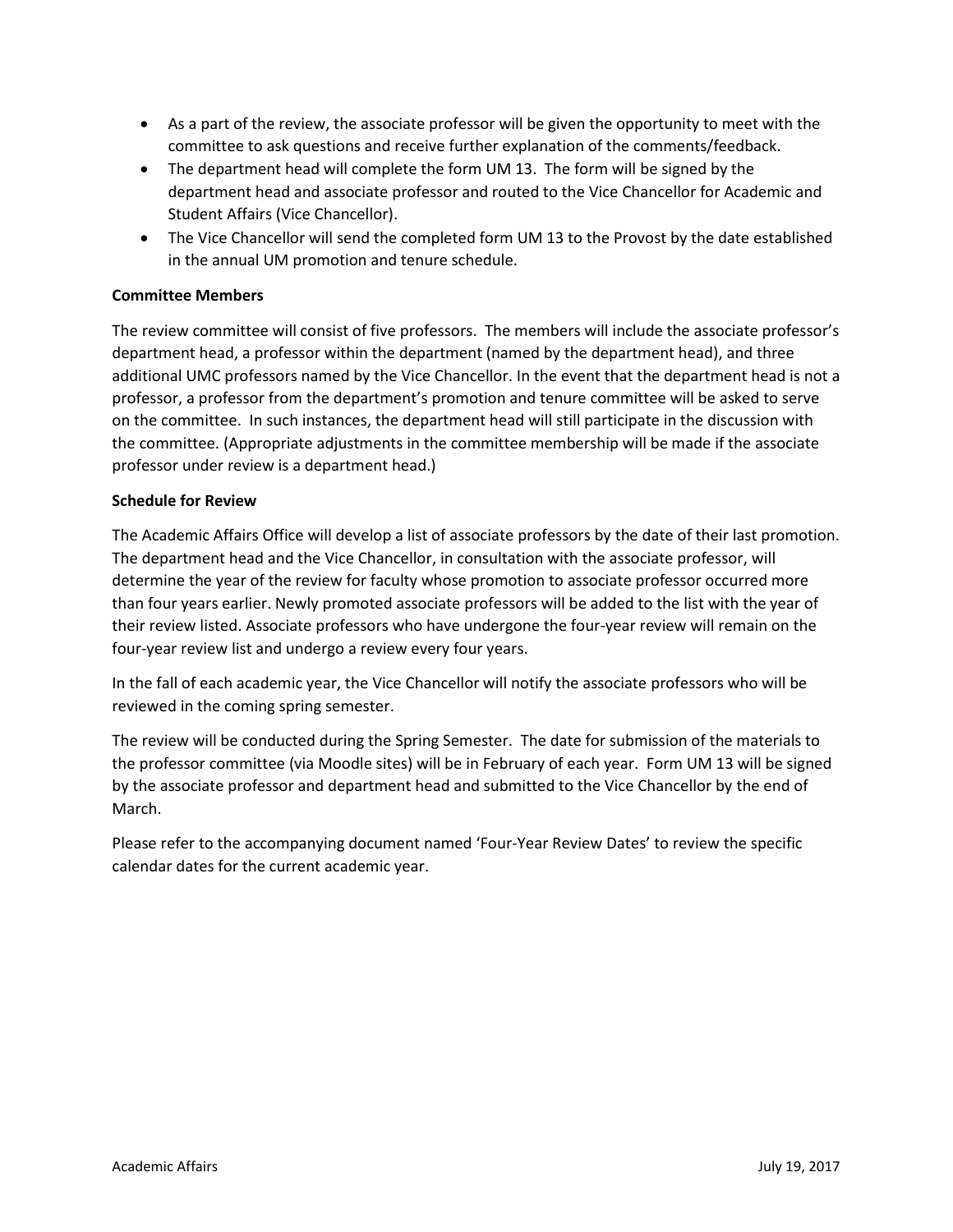- As a part of the review, the associate professor will be given the opportunity to meet with the committee to ask questions and receive further explanation of the comments/feedback.
- The department head will complete the form UM 13. The form will be signed by the department head and associate professor and routed to the Vice Chancellor for Academic and Student Affairs (Vice Chancellor).
- The Vice Chancellor will send the completed form UM 13 to the Provost by the date established in the annual UM promotion and tenure schedule.

**Committee Members**

The review committee will consist of five professors. The members will include the associate professor's department head, a professor within the department (named by the department head), and three additional UMC professors named by the Vice Chancellor. In the event that the department head is not a professor, a professor from the department's promotion and tenure committee will be asked to serve on the committee. In such instances, the department head will still participate in the discussion with the committee. (Appropriate adjustments in the committee membership will be made if the associate professor under review is a department head.)

**Schedule for Review**

The Academic Affairs Office will develop a list of associate professors by the date of their last promotion. The department head and the Vice Chancellor, in consultation with the associate professor, will determine the year of the review for faculty whose promotion to associate professor occurred more than four years earlier. Newly promoted associate professors will be added to the list with the year of their review listed. Associate professors who have undergone the four-year review will remain on the four-year review list and undergo a review every four years.

In the fall of each academic year, the Vice Chancellor will notify the associate professors who will be reviewed in the coming spring semester.

The review will be conducted during the Spring Semester. The date for submission of the materials to the professor committee (via Moodle sites) will be in February of each year. Form UM 13 will be signed by the associate professor and department head and submitted to the Vice Chancellor by the end of March.

Please refer to the accompanying document named 'Four-Year Review Dates' to review the specific calendar dates for the current academic year.